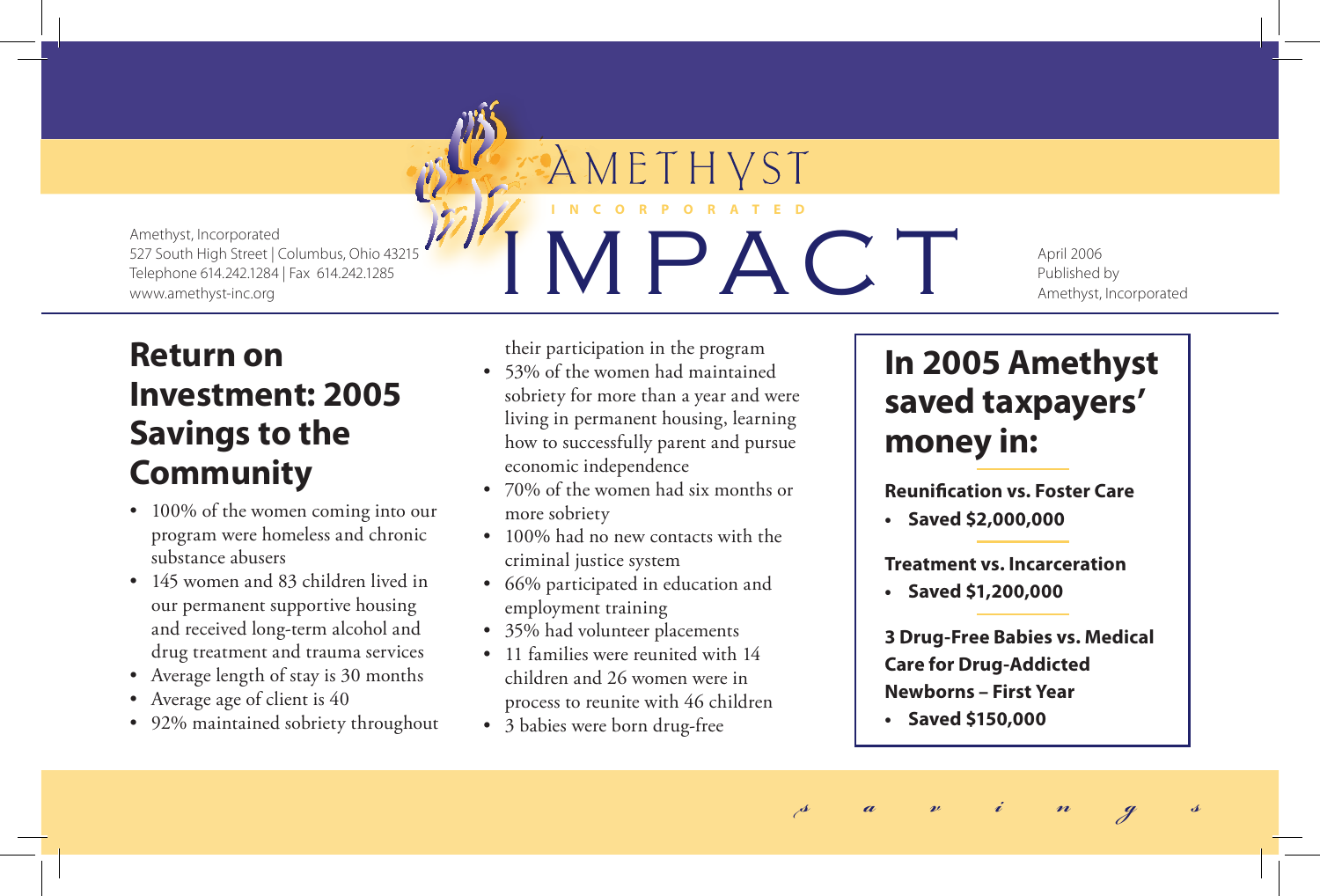# Amethyst Incorporated IMPACT

Amethyst, Incorporated
527 South High Street | Columbus, Ohio 43215
Telephone 614.242.1284 | Fax 614.242.1285
www.amethyst-inc.org

April 2006
Published by
Amethyst, Incorporated

## Return on Investment: 2005 Savings to the Community

- 100% of the women coming into our program were homeless and chronic substance abusers
- 145 women and 83 children lived in our permanent supportive housing and received long-term alcohol and drug treatment and trauma services
- Average length of stay is 30 months
- Average age of client is 40
- 92% maintained sobriety throughout their participation in the program
- 53% of the women had maintained sobriety for more than a year and were living in permanent housing, learning how to successfully parent and pursue economic independence
- 70% of the women had six months or more sobriety
- 100% had no new contacts with the criminal justice system
- 66% participated in education and employment training
- 35% had volunteer placements
- 11 families were reunited with 14 children and 26 women were in process to reunite with 46 children
- 3 babies were born drug-free

## In 2005 Amethyst saved taxpayers' money in:

**Reunification vs. Foster Care**

- **Saved $2,000,000**

**Treatment vs. Incarceration**

- **Saved $1,200,000**

**3 Drug-Free Babies vs. Medical Care for Drug-Addicted Newborns – First Year**

- **Saved $150,000**

*savings*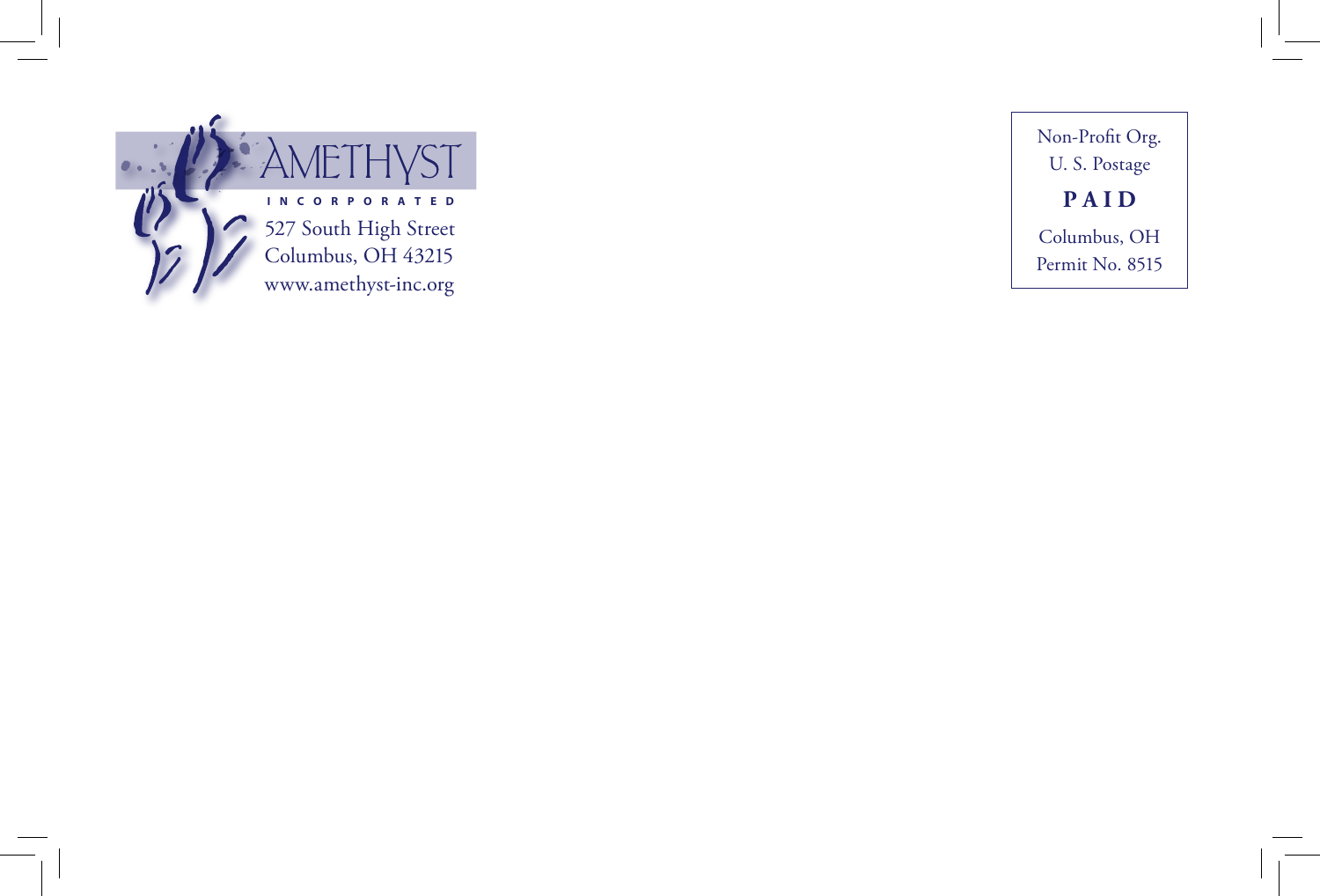AMETHYST

INCORPORATED

527 South High Street
Columbus, OH 43215
www.amethyst-inc.org

Non-Profit Org.
U. S. Postage
**PAID**
Columbus, OH
Permit No. 8515